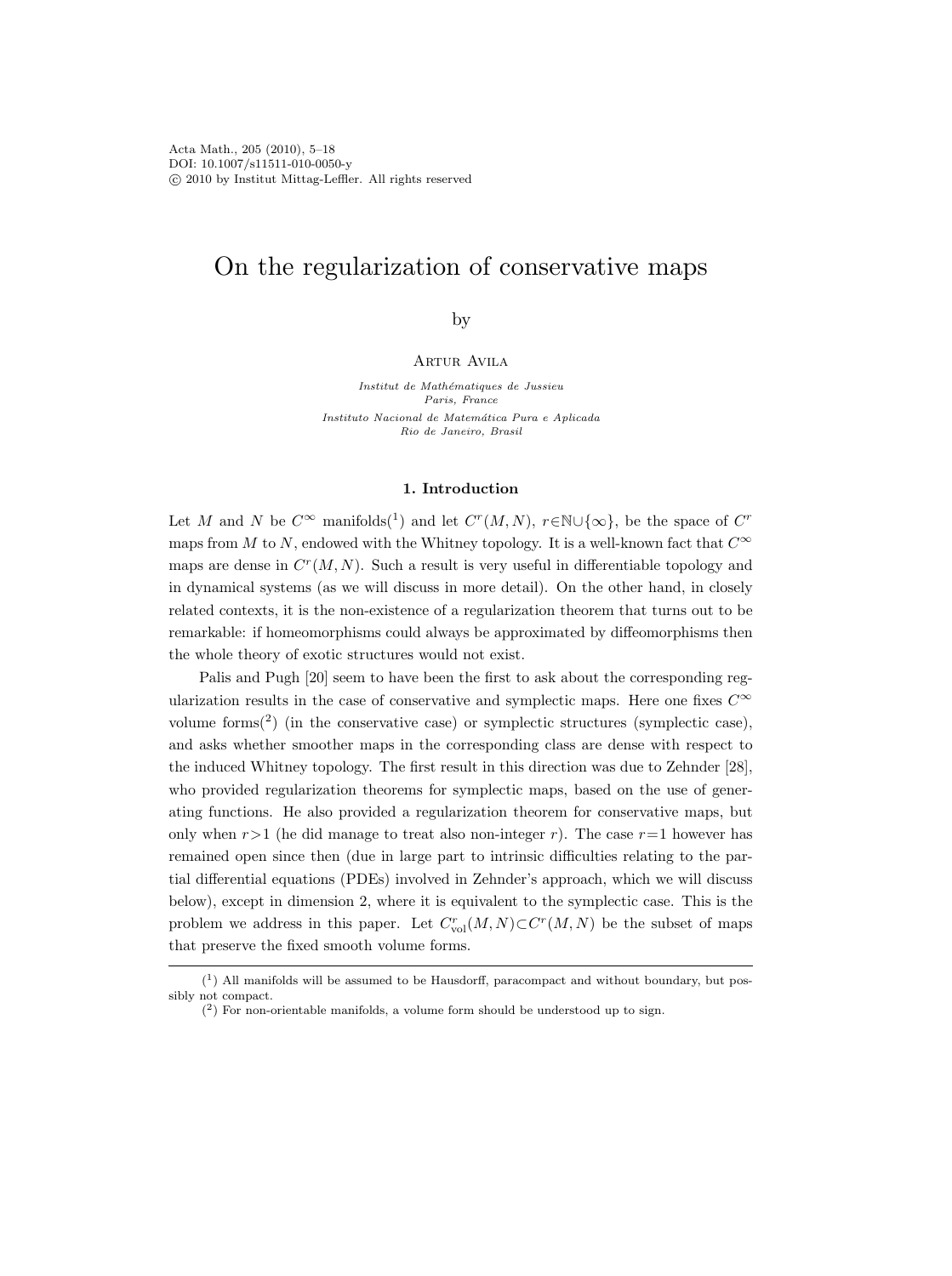# On the regularization of conservative maps

by

Artur Avila

*Institut de Mathématiques de Jussieu*
*Paris, France*
*Instituto Nacional de Matemática Pura e Aplicada*
*Rio de Janeiro, Brasil*

## 1. Introduction

Let $M$ and $N$ be $C^\infty$ manifolds([1]) and let $C^r(M,N)$, $r \in \mathbb{N} \cup \{\infty\}$, be the space of $C^r$ maps from $M$ to $N$, endowed with the Whitney topology. It is a well-known fact that $C^\infty$ maps are dense in $C^r(M,N)$. Such a result is very useful in differentiable topology and in dynamical systems (as we will discuss in more detail). On the other hand, in closely related contexts, it is the non-existence of a regularization theorem that turns out to be remarkable: if homeomorphisms could always be approximated by diffeomorphisms then the whole theory of exotic structures would not exist.

Palis and Pugh [20] seem to have been the first to ask about the corresponding regularization results in the case of conservative and symplectic maps. Here one fixes $C^\infty$ volume forms([2]) (in the conservative case) or symplectic structures (symplectic case), and asks whether smoother maps in the corresponding class are dense with respect to the induced Whitney topology. The first result in this direction was due to Zehnder [28], who provided regularization theorems for symplectic maps, based on the use of generating functions. He also provided a regularization theorem for conservative maps, but only when $r>1$ (he did manage to treat also non-integer $r$). The case $r=1$ however has remained open since then (due in large part to intrinsic difficulties relating to the partial differential equations (PDEs) involved in Zehnder's approach, which we will discuss below), except in dimension 2, where it is equivalent to the symplectic case. This is the problem we address in this paper. Let $C^r_{\mathrm{vol}}(M,N) \subset C^r(M,N)$ be the subset of maps that preserve the fixed smooth volume forms.

---

([1]) All manifolds will be assumed to be Hausdorff, paracompact and without boundary, but possibly not compact.

([2]) For non-orientable manifolds, a volume form should be understood up to sign.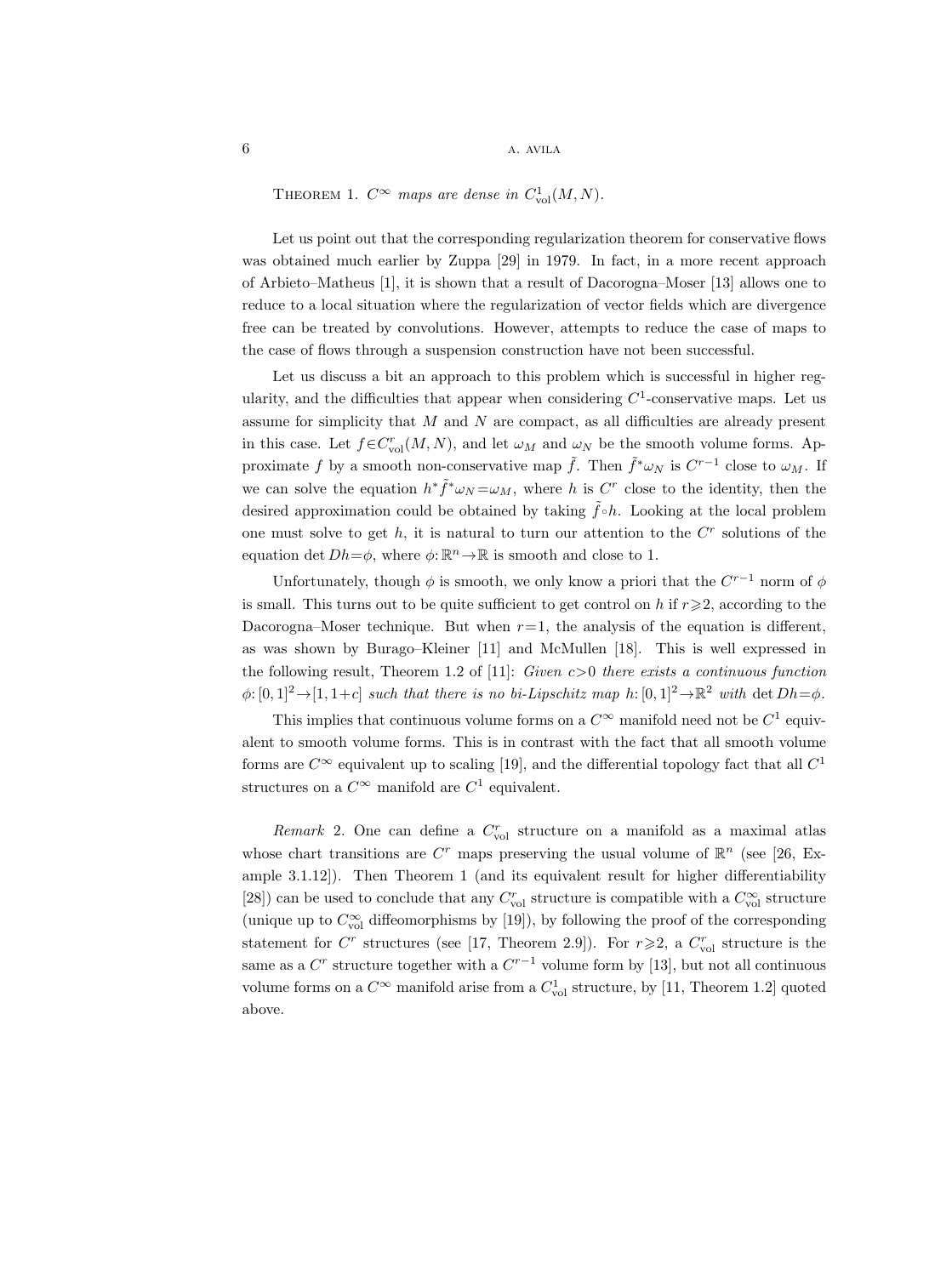THEOREM 1. *$C^\infty$ maps are dense in $C^1_{\mathrm{vol}}(M,N)$.*

Let us point out that the corresponding regularization theorem for conservative flows was obtained much earlier by Zuppa [29] in 1979. In fact, in a more recent approach of Arbieto–Matheus [1], it is shown that a result of Dacorogna–Moser [13] allows one to reduce to a local situation where the regularization of vector fields which are divergence free can be treated by convolutions. However, attempts to reduce the case of maps to the case of flows through a suspension construction have not been successful.

Let us discuss a bit an approach to this problem which is successful in higher regularity, and the difficulties that appear when considering $C^1$-conservative maps. Let us assume for simplicity that $M$ and $N$ are compact, as all difficulties are already present in this case. Let $f \in C^r_{\mathrm{vol}}(M,N)$, and let $\omega_M$ and $\omega_N$ be the smooth volume forms. Approximate $f$ by a smooth non-conservative map $\tilde{f}$. Then $\tilde{f}^*\omega_N$ is $C^{r-1}$ close to $\omega_M$. If we can solve the equation $h^*\tilde{f}^*\omega_N = \omega_M$, where $h$ is $C^r$ close to the identity, then the desired approximation could be obtained by taking $\tilde{f}\circ h$. Looking at the local problem one must solve to get $h$, it is natural to turn our attention to the $C^r$ solutions of the equation $\det Dh = \phi$, where $\phi: \mathbb{R}^n \to \mathbb{R}$ is smooth and close to 1.

Unfortunately, though $\phi$ is smooth, we only know a priori that the $C^{r-1}$ norm of $\phi$ is small. This turns out to be quite sufficient to get control on $h$ if $r \geqslant 2$, according to the Dacorogna–Moser technique. But when $r=1$, the analysis of the equation is different, as was shown by Burago–Kleiner [11] and McMullen [18]. This is well expressed in the following result, Theorem 1.2 of [11]: *Given $c>0$ there exists a continuous function $\phi: [0,1]^2 \to [1, 1+c]$ such that there is no bi-Lipschitz map $h: [0,1]^2 \to \mathbb{R}^2$ with $\det Dh = \phi$.*

This implies that continuous volume forms on a $C^\infty$ manifold need not be $C^1$ equivalent to smooth volume forms. This is in contrast with the fact that all smooth volume forms are $C^\infty$ equivalent up to scaling [19], and the differential topology fact that all $C^1$ structures on a $C^\infty$ manifold are $C^1$ equivalent.

*Remark* 2. One can define a $C^r_{\mathrm{vol}}$ structure on a manifold as a maximal atlas whose chart transitions are $C^r$ maps preserving the usual volume of $\mathbb{R}^n$ (see [26, Example 3.1.12]). Then Theorem 1 (and its equivalent result for higher differentiability [28]) can be used to conclude that any $C^r_{\mathrm{vol}}$ structure is compatible with a $C^\infty_{\mathrm{vol}}$ structure (unique up to $C^\infty_{\mathrm{vol}}$ diffeomorphisms by [19]), by following the proof of the corresponding statement for $C^r$ structures (see [17, Theorem 2.9]). For $r \geqslant 2$, a $C^r_{\mathrm{vol}}$ structure is the same as a $C^r$ structure together with a $C^{r-1}$ volume form by [13], but not all continuous volume forms on a $C^\infty$ manifold arise from a $C^1_{\mathrm{vol}}$ structure, by [11, Theorem 1.2] quoted above.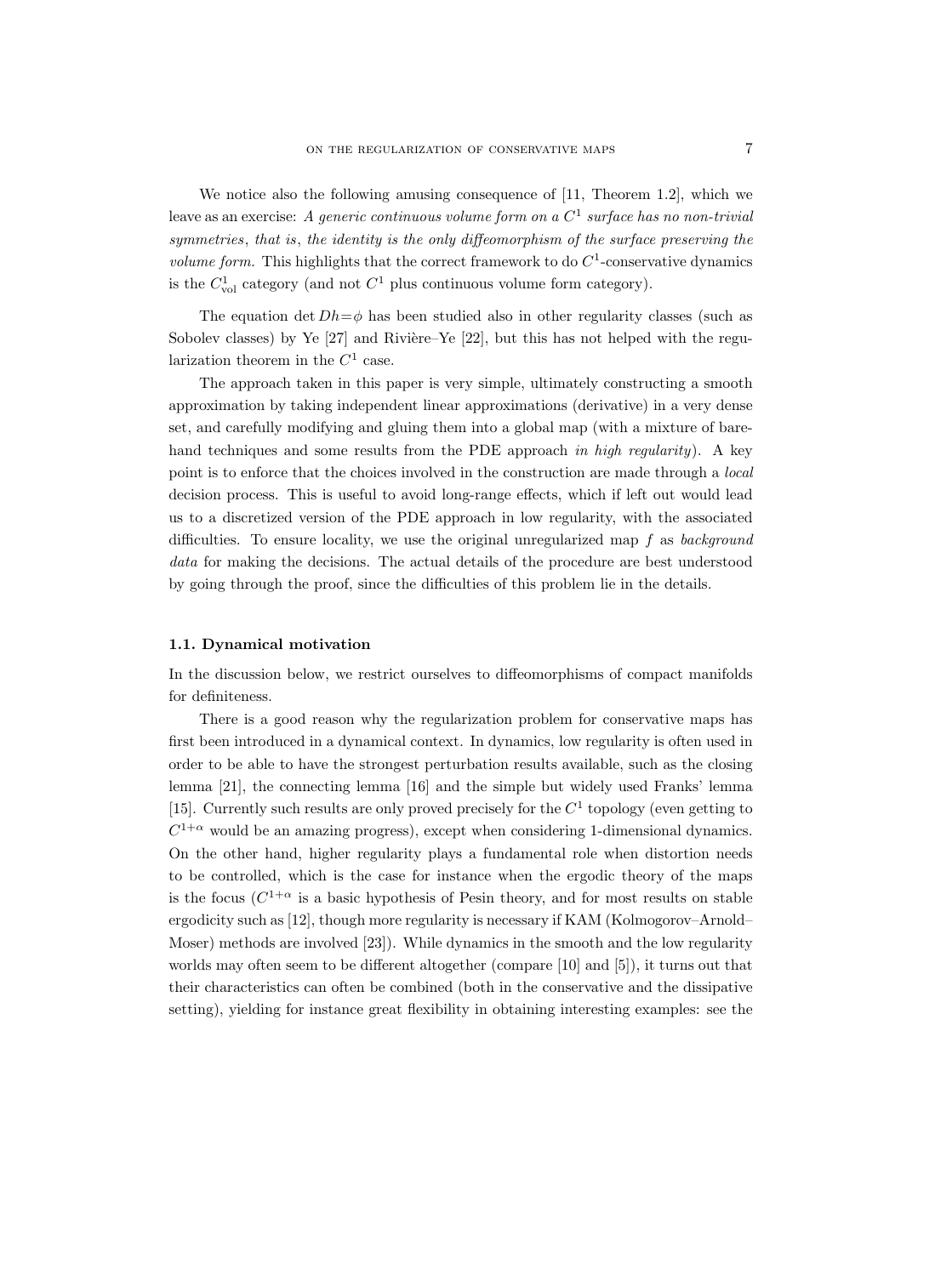We notice also the following amusing consequence of [11, Theorem 1.2], which we leave as an exercise: *A generic continuous volume form on a $C^1$ surface has no non-trivial symmetries*, *that is*, *the identity is the only diffeomorphism of the surface preserving the volume form.* This highlights that the correct framework to do $C^1$-conservative dynamics is the $C^1_{\mathrm{vol}}$ category (and not $C^1$ plus continuous volume form category).

The equation $\det Dh = \phi$ has been studied also in other regularity classes (such as Sobolev classes) by Ye [27] and Rivière–Ye [22], but this has not helped with the regularization theorem in the $C^1$ case.

The approach taken in this paper is very simple, ultimately constructing a smooth approximation by taking independent linear approximations (derivative) in a very dense set, and carefully modifying and gluing them into a global map (with a mixture of bare-hand techniques and some results from the PDE approach *in high regularity*). A key point is to enforce that the choices involved in the construction are made through a *local* decision process. This is useful to avoid long-range effects, which if left out would lead us to a discretized version of the PDE approach in low regularity, with the associated difficulties. To ensure locality, we use the original unregularized map $f$ as *background data* for making the decisions. The actual details of the procedure are best understood by going through the proof, since the difficulties of this problem lie in the details.

### 1.1. Dynamical motivation

In the discussion below, we restrict ourselves to diffeomorphisms of compact manifolds for definiteness.

There is a good reason why the regularization problem for conservative maps has first been introduced in a dynamical context. In dynamics, low regularity is often used in order to be able to have the strongest perturbation results available, such as the closing lemma [21], the connecting lemma [16] and the simple but widely used Franks' lemma [15]. Currently such results are only proved precisely for the $C^1$ topology (even getting to $C^{1+\alpha}$ would be an amazing progress), except when considering 1-dimensional dynamics. On the other hand, higher regularity plays a fundamental role when distortion needs to be controlled, which is the case for instance when the ergodic theory of the maps is the focus ($C^{1+\alpha}$ is a basic hypothesis of Pesin theory, and for most results on stable ergodicity such as [12], though more regularity is necessary if KAM (Kolmogorov–Arnold–Moser) methods are involved [23]). While dynamics in the smooth and the low regularity worlds may often seem to be different altogether (compare [10] and [5]), it turns out that their characteristics can often be combined (both in the conservative and the dissipative setting), yielding for instance great flexibility in obtaining interesting examples: see the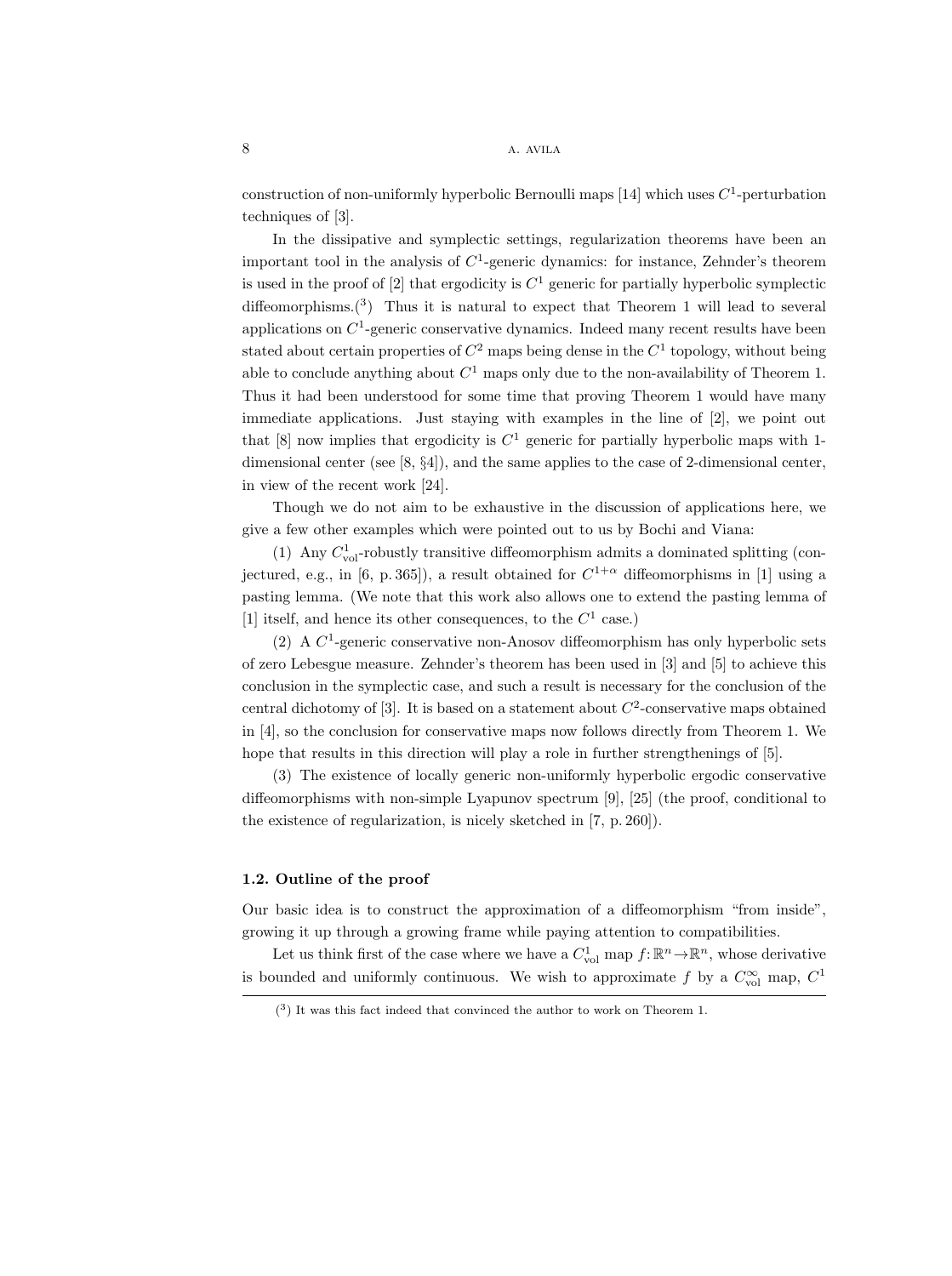construction of non-uniformly hyperbolic Bernoulli maps [14] which uses $C^1$-perturbation techniques of [3].

In the dissipative and symplectic settings, regularization theorems have been an important tool in the analysis of $C^1$-generic dynamics: for instance, Zehnder's theorem is used in the proof of [2] that ergodicity is $C^1$ generic for partially hyperbolic symplectic diffeomorphisms.([3]) Thus it is natural to expect that Theorem 1 will lead to several applications on $C^1$-generic conservative dynamics. Indeed many recent results have been stated about certain properties of $C^2$ maps being dense in the $C^1$ topology, without being able to conclude anything about $C^1$ maps only due to the non-availability of Theorem 1. Thus it had been understood for some time that proving Theorem 1 would have many immediate applications. Just staying with examples in the line of [2], we point out that [8] now implies that ergodicity is $C^1$ generic for partially hyperbolic maps with 1-dimensional center (see [8, §4]), and the same applies to the case of 2-dimensional center, in view of the recent work [24].

Though we do not aim to be exhaustive in the discussion of applications here, we give a few other examples which were pointed out to us by Bochi and Viana:

(1) Any $C^1_{\mathrm{vol}}$-robustly transitive diffeomorphism admits a dominated splitting (conjectured, e.g., in [6, p. 365]), a result obtained for $C^{1+\alpha}$ diffeomorphisms in [1] using a pasting lemma. (We note that this work also allows one to extend the pasting lemma of [1] itself, and hence its other consequences, to the $C^1$ case.)

(2) A $C^1$-generic conservative non-Anosov diffeomorphism has only hyperbolic sets of zero Lebesgue measure. Zehnder's theorem has been used in [3] and [5] to achieve this conclusion in the symplectic case, and such a result is necessary for the conclusion of the central dichotomy of [3]. It is based on a statement about $C^2$-conservative maps obtained in [4], so the conclusion for conservative maps now follows directly from Theorem 1. We hope that results in this direction will play a role in further strengthenings of [5].

(3) The existence of locally generic non-uniformly hyperbolic ergodic conservative diffeomorphisms with non-simple Lyapunov spectrum [9], [25] (the proof, conditional to the existence of regularization, is nicely sketched in [7, p. 260]).

### 1.2. Outline of the proof

Our basic idea is to construct the approximation of a diffeomorphism "from inside", growing it up through a growing frame while paying attention to compatibilities.

Let us think first of the case where we have a $C^1_{\mathrm{vol}}$ map $f\colon \mathbb{R}^n \to \mathbb{R}^n$, whose derivative is bounded and uniformly continuous. We wish to approximate $f$ by a $C^\infty_{\mathrm{vol}}$ map, $C^1$

([3]) It was this fact indeed that convinced the author to work on Theorem 1.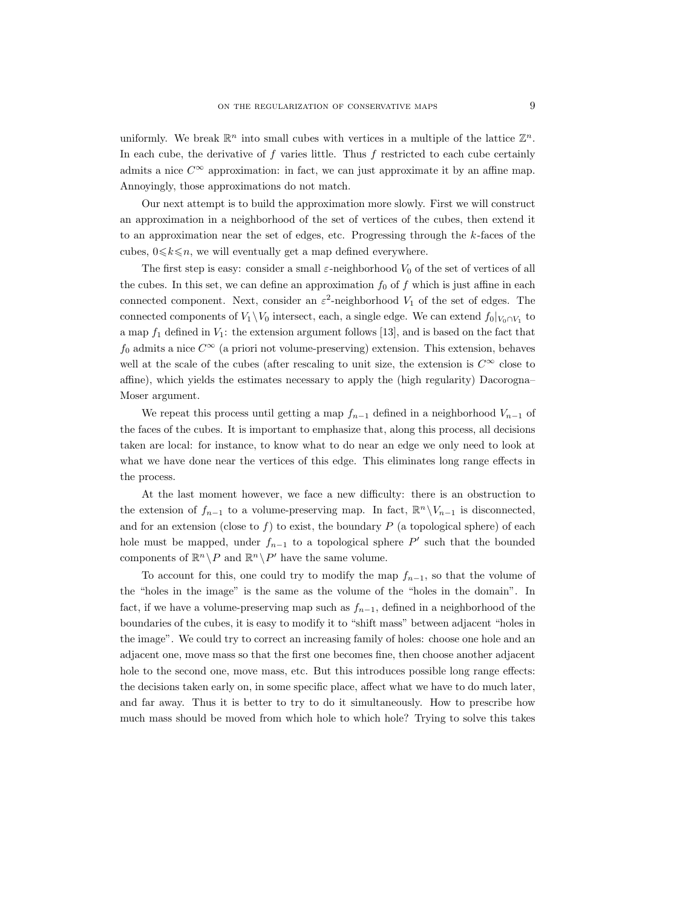uniformly. We break $\mathbb{R}^n$ into small cubes with vertices in a multiple of the lattice $\mathbb{Z}^n$. In each cube, the derivative of $f$ varies little. Thus $f$ restricted to each cube certainly admits a nice $C^\infty$ approximation: in fact, we can just approximate it by an affine map. Annoyingly, those approximations do not match.

Our next attempt is to build the approximation more slowly. First we will construct an approximation in a neighborhood of the set of vertices of the cubes, then extend it to an approximation near the set of edges, etc. Progressing through the $k$-faces of the cubes, $0 \leqslant k \leqslant n$, we will eventually get a map defined everywhere.

The first step is easy: consider a small $\varepsilon$-neighborhood $V_0$ of the set of vertices of all the cubes. In this set, we can define an approximation $f_0$ of $f$ which is just affine in each connected component. Next, consider an $\varepsilon^2$-neighborhood $V_1$ of the set of edges. The connected components of $V_1 \setminus V_0$ intersect, each, a single edge. We can extend $f_0|_{V_0 \cap V_1}$ to a map $f_1$ defined in $V_1$: the extension argument follows [13], and is based on the fact that $f_0$ admits a nice $C^\infty$ (a priori not volume-preserving) extension. This extension, behaves well at the scale of the cubes (after rescaling to unit size, the extension is $C^\infty$ close to affine), which yields the estimates necessary to apply the (high regularity) Dacorogna–Moser argument.

We repeat this process until getting a map $f_{n-1}$ defined in a neighborhood $V_{n-1}$ of the faces of the cubes. It is important to emphasize that, along this process, all decisions taken are local: for instance, to know what to do near an edge we only need to look at what we have done near the vertices of this edge. This eliminates long range effects in the process.

At the last moment however, we face a new difficulty: there is an obstruction to the extension of $f_{n-1}$ to a volume-preserving map. In fact, $\mathbb{R}^n \setminus V_{n-1}$ is disconnected, and for an extension (close to $f$) to exist, the boundary $P$ (a topological sphere) of each hole must be mapped, under $f_{n-1}$ to a topological sphere $P'$ such that the bounded components of $\mathbb{R}^n \setminus P$ and $\mathbb{R}^n \setminus P'$ have the same volume.

To account for this, one could try to modify the map $f_{n-1}$, so that the volume of the "holes in the image" is the same as the volume of the "holes in the domain". In fact, if we have a volume-preserving map such as $f_{n-1}$, defined in a neighborhood of the boundaries of the cubes, it is easy to modify it to "shift mass" between adjacent "holes in the image". We could try to correct an increasing family of holes: choose one hole and an adjacent one, move mass so that the first one becomes fine, then choose another adjacent hole to the second one, move mass, etc. But this introduces possible long range effects: the decisions taken early on, in some specific place, affect what we have to do much later, and far away. Thus it is better to try to do it simultaneously. How to prescribe how much mass should be moved from which hole to which hole? Trying to solve this takes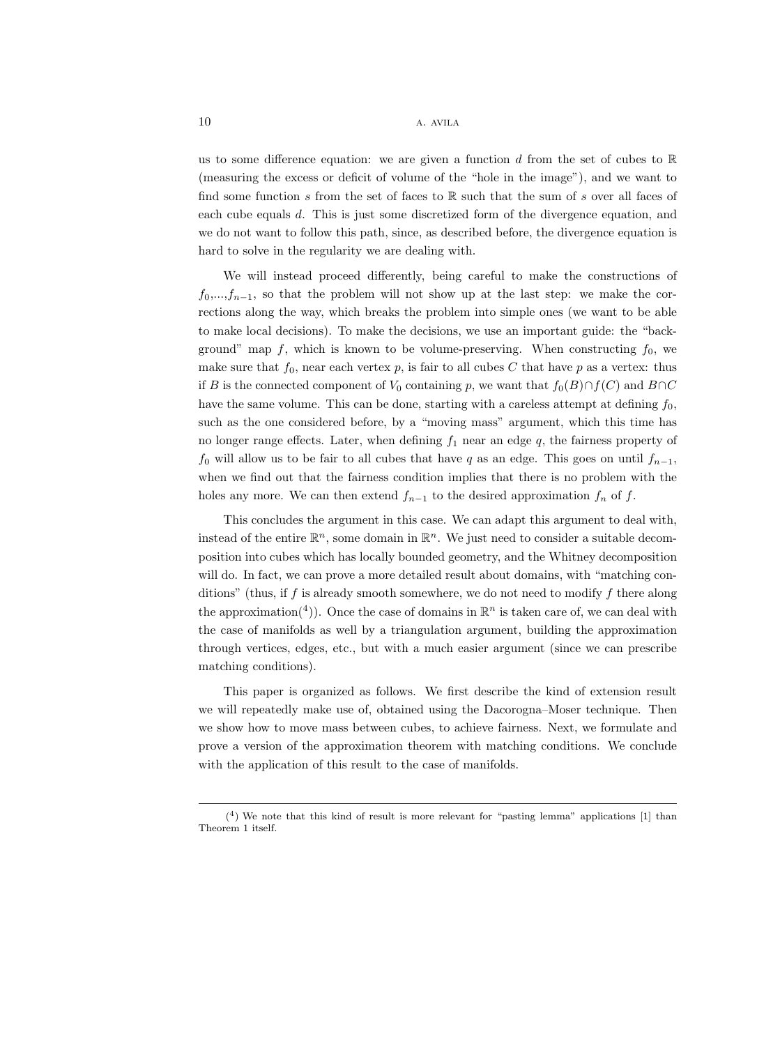us to some difference equation: we are given a function $d$ from the set of cubes to $\mathbb{R}$ (measuring the excess or deficit of volume of the "hole in the image"), and we want to find some function $s$ from the set of faces to $\mathbb{R}$ such that the sum of $s$ over all faces of each cube equals $d$. This is just some discretized form of the divergence equation, and we do not want to follow this path, since, as described before, the divergence equation is hard to solve in the regularity we are dealing with.

We will instead proceed differently, being careful to make the constructions of $f_0$,...,$f_{n-1}$, so that the problem will not show up at the last step: we make the corrections along the way, which breaks the problem into simple ones (we want to be able to make local decisions). To make the decisions, we use an important guide: the "background" map $f$, which is known to be volume-preserving. When constructing $f_0$, we make sure that $f_0$, near each vertex $p$, is fair to all cubes $C$ that have $p$ as a vertex: thus if $B$ is the connected component of $V_0$ containing $p$, we want that $f_0(B) \cap f(C)$ and $B \cap C$ have the same volume. This can be done, starting with a careless attempt at defining $f_0$, such as the one considered before, by a "moving mass" argument, which this time has no longer range effects. Later, when defining $f_1$ near an edge $q$, the fairness property of $f_0$ will allow us to be fair to all cubes that have $q$ as an edge. This goes on until $f_{n-1}$, when we find out that the fairness condition implies that there is no problem with the holes any more. We can then extend $f_{n-1}$ to the desired approximation $f_n$ of $f$.

This concludes the argument in this case. We can adapt this argument to deal with, instead of the entire $\mathbb{R}^n$, some domain in $\mathbb{R}^n$. We just need to consider a suitable decomposition into cubes which has locally bounded geometry, and the Whitney decomposition will do. In fact, we can prove a more detailed result about domains, with "matching conditions" (thus, if $f$ is already smooth somewhere, we do not need to modify $f$ there along the approximation([4])). Once the case of domains in $\mathbb{R}^n$ is taken care of, we can deal with the case of manifolds as well by a triangulation argument, building the approximation through vertices, edges, etc., but with a much easier argument (since we can prescribe matching conditions).

This paper is organized as follows. We first describe the kind of extension result we will repeatedly make use of, obtained using the Dacorogna–Moser technique. Then we show how to move mass between cubes, to achieve fairness. Next, we formulate and prove a version of the approximation theorem with matching conditions. We conclude with the application of this result to the case of manifolds.

---

([4]) We note that this kind of result is more relevant for "pasting lemma" applications [1] than Theorem 1 itself.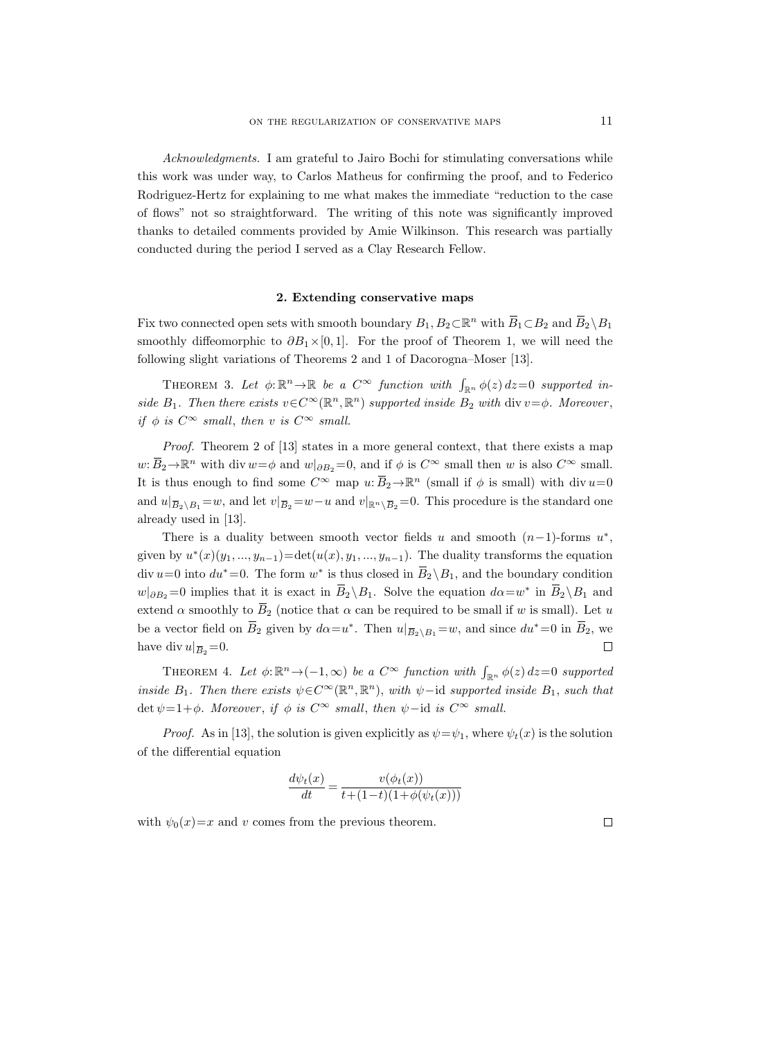*Acknowledgments.* I am grateful to Jairo Bochi for stimulating conversations while this work was under way, to Carlos Matheus for confirming the proof, and to Federico Rodriguez-Hertz for explaining to me what makes the immediate "reduction to the case of flows" not so straightforward. The writing of this note was significantly improved thanks to detailed comments provided by Amie Wilkinson. This research was partially conducted during the period I served as a Clay Research Fellow.

## 2. Extending conservative maps

Fix two connected open sets with smooth boundary $B_1, B_2 \subset \mathbb{R}^n$ with $\overline{B}_1 \subset B_2$ and $\overline{B}_2 \setminus B_1$ smoothly diffeomorphic to $\partial B_1 \times [0,1]$. For the proof of Theorem 1, we will need the following slight variations of Theorems 2 and 1 of Dacorogna–Moser [13].

THEOREM 3. *Let $\phi: \mathbb{R}^n \to \mathbb{R}$ be a $C^\infty$ function with $\int_{\mathbb{R}^n} \phi(z)\, dz = 0$ supported inside $B_1$. Then there exists $v \in C^\infty(\mathbb{R}^n, \mathbb{R}^n)$ supported inside $B_2$ with $\operatorname{div} v = \phi$. Moreover, if $\phi$ is $C^\infty$ small, then $v$ is $C^\infty$ small.*

*Proof.* Theorem 2 of [13] states in a more general context, that there exists a map $w: \overline{B}_2 \to \mathbb{R}^n$ with $\operatorname{div} w = \phi$ and $w|_{\partial B_2} = 0$, and if $\phi$ is $C^\infty$ small then $w$ is also $C^\infty$ small. It is thus enough to find some $C^\infty$ map $u: \overline{B}_2 \to \mathbb{R}^n$ (small if $\phi$ is small) with $\operatorname{div} u = 0$ and $u|_{\overline{B}_2 \setminus B_1} = w$, and let $v|_{\overline{B}_2} = w - u$ and $v|_{\mathbb{R}^n \setminus \overline{B}_2} = 0$. This procedure is the standard one already used in [13].

There is a duality between smooth vector fields $u$ and smooth $(n-1)$-forms $u^*$, given by $u^*(x)(y_1, ..., y_{n-1}) = \det(u(x), y_1, ..., y_{n-1})$. The duality transforms the equation $\operatorname{div} u = 0$ into $du^* = 0$. The form $w^*$ is thus closed in $\overline{B}_2 \setminus B_1$, and the boundary condition $w|_{\partial B_2} = 0$ implies that it is exact in $\overline{B}_2 \setminus B_1$. Solve the equation $d\alpha = w^*$ in $\overline{B}_2 \setminus B_1$ and extend $\alpha$ smoothly to $\overline{B}_2$ (notice that $\alpha$ can be required to be small if $w$ is small). Let $u$ be a vector field on $\overline{B}_2$ given by $d\alpha = u^*$. Then $u|_{\overline{B}_2 \setminus B_1} = w$, and since $du^* = 0$ in $\overline{B}_2$, we have $\operatorname{div} u|_{\overline{B}_2} = 0$. $\square$

THEOREM 4. *Let $\phi: \mathbb{R}^n \to (-1, \infty)$ be a $C^\infty$ function with $\int_{\mathbb{R}^n} \phi(z)\, dz = 0$ supported inside $B_1$. Then there exists $\psi \in C^\infty(\mathbb{R}^n, \mathbb{R}^n)$, with $\psi - \mathrm{id}$ supported inside $B_1$, such that $\det \psi = 1 + \phi$. Moreover, if $\phi$ is $C^\infty$ small, then $\psi - \mathrm{id}$ is $C^\infty$ small.*

*Proof.* As in [13], the solution is given explicitly as $\psi = \psi_1$, where $\psi_t(x)$ is the solution of the differential equation

$$\frac{d\psi_t(x)}{dt} = \frac{v(\phi_t(x))}{t + (1-t)(1 + \phi(\psi_t(x)))}$$

with $\psi_0(x) = x$ and $v$ comes from the previous theorem. $\square$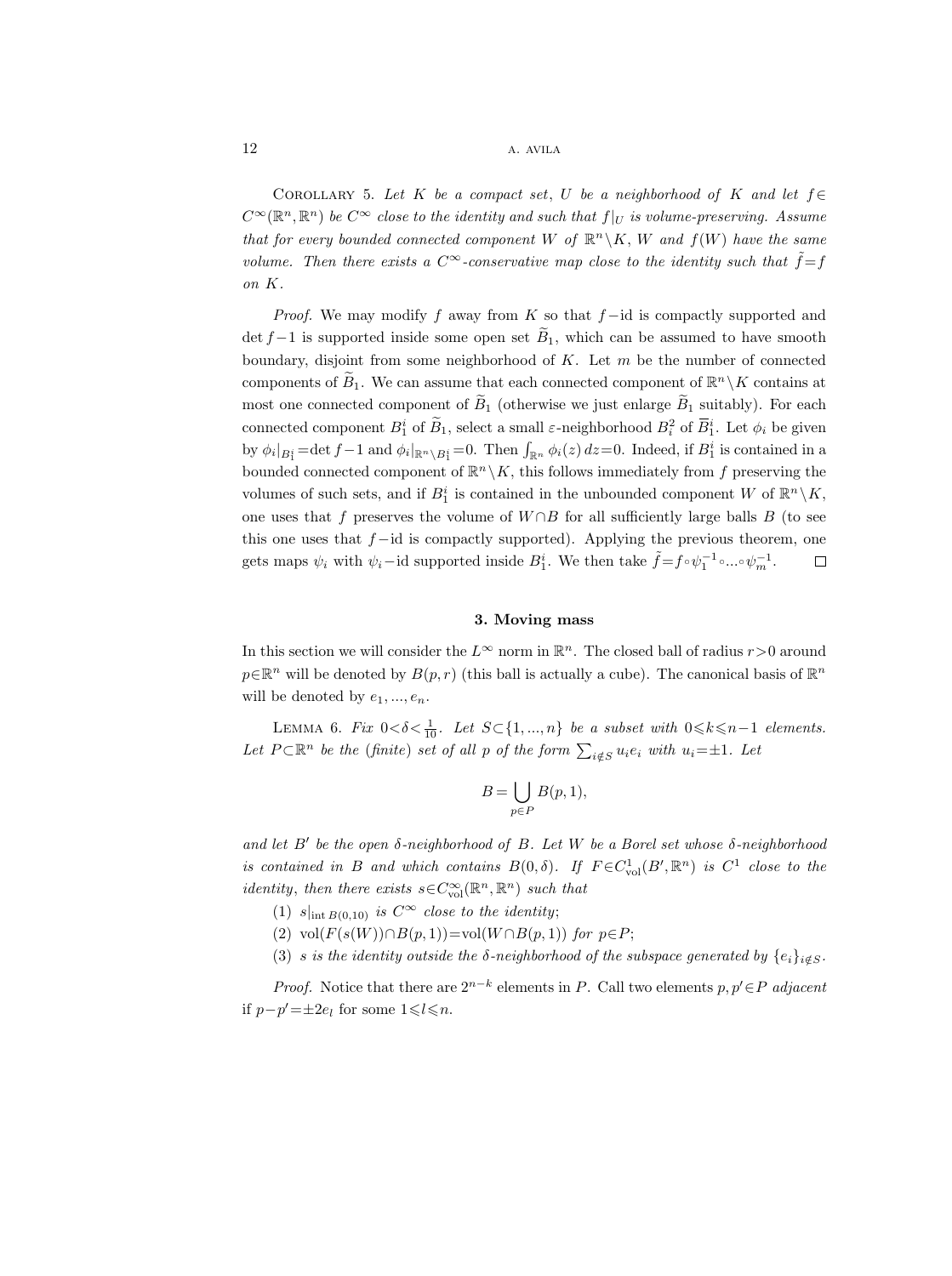Corollary 5. *Let $K$ be a compact set, $U$ be a neighborhood of $K$ and let $f \in C^\infty(\mathbb{R}^n, \mathbb{R}^n)$ be $C^\infty$ close to the identity and such that $f|_U$ is volume-preserving. Assume that for every bounded connected component $W$ of $\mathbb{R}^n \setminus K$, $W$ and $f(W)$ have the same volume. Then there exists a $C^\infty$-conservative map close to the identity such that $\tilde{f} = f$ on $K$.*

*Proof.* We may modify $f$ away from $K$ so that $f - \mathrm{id}$ is compactly supported and $\det f - 1$ is supported inside some open set $\widetilde{B}_1$, which can be assumed to have smooth boundary, disjoint from some neighborhood of $K$. Let $m$ be the number of connected components of $\widetilde{B}_1$. We can assume that each connected component of $\mathbb{R}^n \setminus K$ contains at most one connected component of $\widetilde{B}_1$ (otherwise we just enlarge $\widetilde{B}_1$ suitably). For each connected component $B_1^i$ of $\widetilde{B}_1$, select a small $\varepsilon$-neighborhood $B_i^2$ of $\overline{B}_1^i$. Let $\phi_i$ be given by $\phi_i|_{B_1^i} = \det f - 1$ and $\phi_i|_{\mathbb{R}^n \setminus B_1^i} = 0$. Then $\int_{\mathbb{R}^n} \phi_i(z)\, dz = 0$. Indeed, if $B_1^i$ is contained in a bounded connected component of $\mathbb{R}^n \setminus K$, this follows immediately from $f$ preserving the volumes of such sets, and if $B_1^i$ is contained in the unbounded component $W$ of $\mathbb{R}^n \setminus K$, one uses that $f$ preserves the volume of $W \cap B$ for all sufficiently large balls $B$ (to see this one uses that $f - \mathrm{id}$ is compactly supported). Applying the previous theorem, one gets maps $\psi_i$ with $\psi_i - \mathrm{id}$ supported inside $B_1^i$. We then take $\tilde{f} = f \circ \psi_1^{-1} \circ \ldots \circ \psi_m^{-1}$. ∎

### 3. Moving mass

In this section we will consider the $L^\infty$ norm in $\mathbb{R}^n$. The closed ball of radius $r > 0$ around $p \in \mathbb{R}^n$ will be denoted by $B(p, r)$ (this ball is actually a cube). The canonical basis of $\mathbb{R}^n$ will be denoted by $e_1, \ldots, e_n$.

Lemma 6. *Fix $0 < \delta < \frac{1}{10}$. Let $S \subset \{1, \ldots, n\}$ be a subset with $0 \leqslant k \leqslant n-1$ elements. Let $P \subset \mathbb{R}^n$ be the (finite) set of all $p$ of the form $\sum_{i \notin S} u_i e_i$ with $u_i = \pm 1$. Let*

$$B = \bigcup_{p \in P} B(p, 1),$$

*and let $B'$ be the open $\delta$-neighborhood of $B$. Let $W$ be a Borel set whose $\delta$-neighborhood is contained in $B$ and which contains $B(0, \delta)$. If $F \in C^1_{\mathrm{vol}}(B', \mathbb{R}^n)$ is $C^1$ close to the identity, then there exists $s \in C^\infty_{\mathrm{vol}}(\mathbb{R}^n, \mathbb{R}^n)$ such that*

(1) *$s|_{\mathrm{int}\, B(0,10)}$ is $C^\infty$ close to the identity;*

(2) *$\mathrm{vol}(F(s(W)) \cap B(p, 1)) = \mathrm{vol}(W \cap B(p, 1))$ for $p \in P$;*

(3) *$s$ is the identity outside the $\delta$-neighborhood of the subspace generated by $\{e_i\}_{i \notin S}$.*

*Proof.* Notice that there are $2^{n-k}$ elements in $P$. Call two elements $p, p' \in P$ *adjacent* if $p - p' = \pm 2e_l$ for some $1 \leqslant l \leqslant n$.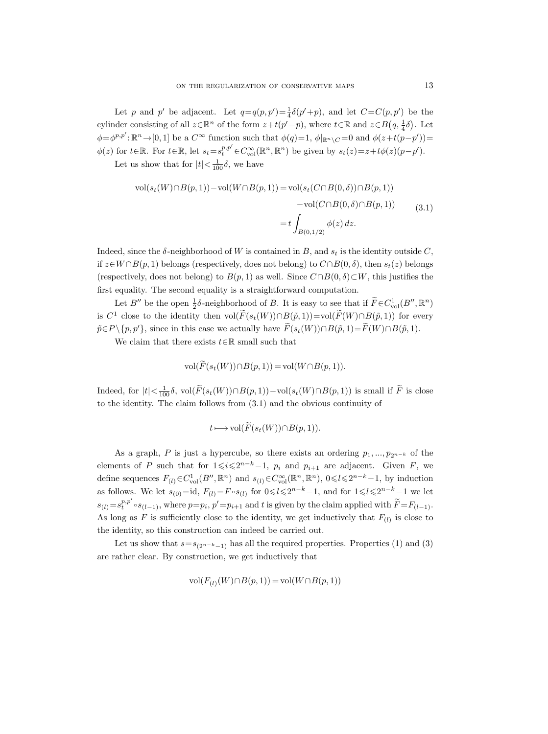Let $p$ and $p'$ be adjacent. Let $q=q(p,p')=\frac{1}{4}\delta(p'+p)$, and let $C=C(p,p')$ be the cylinder consisting of all $z\in\mathbb{R}^n$ of the form $z+t(p'-p)$, where $t\in\mathbb{R}$ and $z\in B\big(q,\frac{1}{4}\delta\big)$. Let $\phi=\phi^{p,p'}:\mathbb{R}^n\to[0,1]$ be a $C^\infty$ function such that $\phi(q)=1$, $\phi|_{\mathbb{R}^n\setminus C}=0$ and $\phi(z+t(p-p'))=\phi(z)$ for $t\in\mathbb{R}$. For $t\in\mathbb{R}$, let $s_t=s_t^{p,p'}\in C^\infty_{\mathrm{vol}}(\mathbb{R}^n,\mathbb{R}^n)$ be given by $s_t(z)=z+t\phi(z)(p-p')$.

Let us show that for $|t|<\frac{1}{100}\delta$, we have

$$\begin{aligned}\operatorname{vol}(s_t(W)\cap B(p,1))-\operatorname{vol}(W\cap B(p,1)) &= \operatorname{vol}(s_t(C\cap B(0,\delta))\cap B(p,1))\\ &\quad -\operatorname{vol}(C\cap B(0,\delta)\cap B(p,1))\\ &= t\int_{B(0,1/2)}\phi(z)\,dz.\end{aligned}\tag{3.1}$$

Indeed, since the $\delta$-neighborhood of $W$ is contained in $B$, and $s_t$ is the identity outside $C$, if $z\in W\cap B(p,1)$ belongs (respectively, does not belong) to $C\cap B(0,\delta)$, then $s_t(z)$ belongs (respectively, does not belong) to $B(p,1)$ as well. Since $C\cap B(0,\delta)\subset W$, this justifies the first equality. The second equality is a straightforward computation.

Let $B''$ be the open $\frac{1}{2}\delta$-neighborhood of $B$. It is easy to see that if $\widetilde{F}\in C^1_{\mathrm{vol}}(B'',\mathbb{R}^n)$ is $C^1$ close to the identity then $\operatorname{vol}(\widetilde{F}(s_t(W))\cap B(\tilde{p},1))=\operatorname{vol}(\widetilde{F}(W)\cap B(\tilde{p},1))$ for every $\tilde{p}\in P\setminus\{p,p'\}$, since in this case we actually have $\widetilde{F}(s_t(W))\cap B(\tilde{p},1)=\widetilde{F}(W)\cap B(\tilde{p},1)$.

We claim that there exists $t\in\mathbb{R}$ small such that

$$\operatorname{vol}(\widetilde{F}(s_t(W))\cap B(p,1))=\operatorname{vol}(W\cap B(p,1)).$$

Indeed, for $|t|<\frac{1}{100}\delta$, $\operatorname{vol}(\widetilde{F}(s_t(W))\cap B(p,1))-\operatorname{vol}(s_t(W)\cap B(p,1))$ is small if $\widetilde{F}$ is close to the identity. The claim follows from (3.1) and the obvious continuity of

$$t\longmapsto \operatorname{vol}(\widetilde{F}(s_t(W))\cap B(p,1)).$$

As a graph, $P$ is just a hypercube, so there exists an ordering $p_1,\dots,p_{2^{n-k}}$ of the elements of $P$ such that for $1\leqslant i\leqslant 2^{n-k}-1$, $p_i$ and $p_{i+1}$ are adjacent. Given $F$, we define sequences $F_{(l)}\in C^1_{\mathrm{vol}}(B'',\mathbb{R}^n)$ and $s_{(l)}\in C^\infty_{\mathrm{vol}}(\mathbb{R}^n,\mathbb{R}^n)$, $0\leqslant l\leqslant 2^{n-k}-1$, by induction as follows. We let $s_{(0)}=\mathrm{id}$, $F_{(l)}=F\circ s_{(l)}$ for $0\leqslant l\leqslant 2^{n-k}-1$, and for $1\leqslant l\leqslant 2^{n-k}-1$ we let $s_{(l)}=s_t^{p,p'}\circ s_{(l-1)}$, where $p=p_i$, $p'=p_{i+1}$ and $t$ is given by the claim applied with $\widetilde{F}=F_{(l-1)}$. As long as $F$ is sufficiently close to the identity, we get inductively that $F_{(l)}$ is close to the identity, so this construction can indeed be carried out.

Let us show that $s=s_{(2^{n-k}-1)}$ has all the required properties. Properties (1) and (3) are rather clear. By construction, we get inductively that

$$\operatorname{vol}(F_{(l)}(W)\cap B(p,1))=\operatorname{vol}(W\cap B(p,1))$$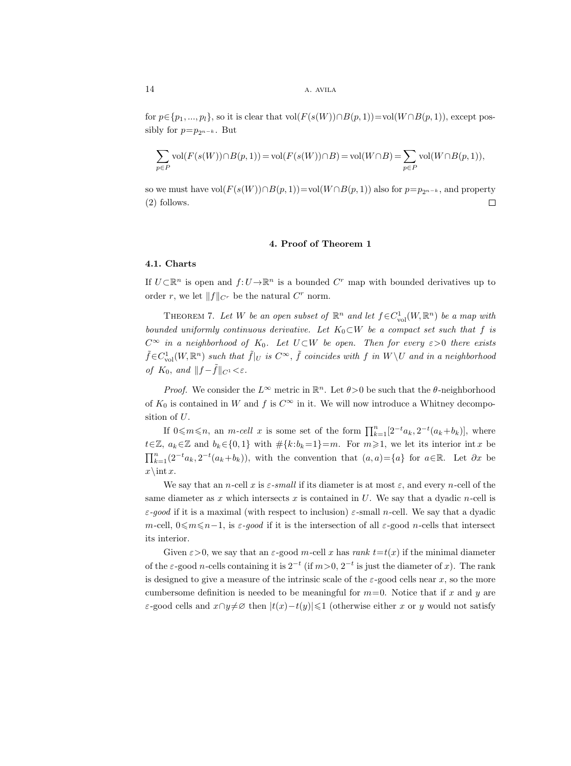for $p \in \{p_1, ..., p_l\}$, so it is clear that $\mathrm{vol}(F(s(W)) \cap B(p,1)) = \mathrm{vol}(W \cap B(p,1))$, except possibly for $p = p_{2^{n-k}}$. But

$$\sum_{p \in P} \mathrm{vol}(F(s(W)) \cap B(p,1)) = \mathrm{vol}(F(s(W)) \cap B) = \mathrm{vol}(W \cap B) = \sum_{p \in P} \mathrm{vol}(W \cap B(p,1)),$$

so we must have $\mathrm{vol}(F(s(W)) \cap B(p,1)) = \mathrm{vol}(W \cap B(p,1))$ also for $p = p_{2^{n-k}}$, and property (2) follows. $\square$

## 4. Proof of Theorem 1

### 4.1. Charts

If $U \subset \mathbb{R}^n$ is open and $f: U \to \mathbb{R}^n$ is a bounded $C^r$ map with bounded derivatives up to order $r$, we let $\|f\|_{C^r}$ be the natural $C^r$ norm.

THEOREM 7. *Let $W$ be an open subset of $\mathbb{R}^n$ and let $f \in C^1_{\mathrm{vol}}(W, \mathbb{R}^n)$ be a map with bounded uniformly continuous derivative. Let $K_0 \subset W$ be a compact set such that $f$ is $C^\infty$ in a neighborhood of $K_0$. Let $U \subset W$ be open. Then for every $\varepsilon > 0$ there exists $\tilde{f} \in C^1_{\mathrm{vol}}(W, \mathbb{R}^n)$ such that $\tilde{f}|_U$ is $C^\infty$, $\tilde{f}$ coincides with $f$ in $W \setminus U$ and in a neighborhood of $K_0$, and $\|f - \tilde{f}\|_{C^1} < \varepsilon$.*

*Proof.* We consider the $L^\infty$ metric in $\mathbb{R}^n$. Let $\theta > 0$ be such that the $\theta$-neighborhood of $K_0$ is contained in $W$ and $f$ is $C^\infty$ in it. We will now introduce a Whitney decomposition of $U$.

If $0 \leqslant m \leqslant n$, an *$m$-cell* $x$ is some set of the form $\prod_{k=1}^n [2^{-t} a_k, 2^{-t}(a_k + b_k)]$, where $t \in \mathbb{Z}$, $a_k \in \mathbb{Z}$ and $b_k \in \{0, 1\}$ with $\#\{k : b_k = 1\} = m$. For $m \geqslant 1$, we let its interior $\mathrm{int}\, x$ be $\prod_{k=1}^n (2^{-t} a_k, 2^{-t}(a_k + b_k))$, with the convention that $(a, a) = \{a\}$ for $a \in \mathbb{R}$. Let $\partial x$ be $x \setminus \mathrm{int}\, x$.

We say that an $n$-cell $x$ is *$\varepsilon$-small* if its diameter is at most $\varepsilon$, and every $n$-cell of the same diameter as $x$ which intersects $x$ is contained in $U$. We say that a dyadic $n$-cell is *$\varepsilon$-good* if it is a maximal (with respect to inclusion) $\varepsilon$-small $n$-cell. We say that a dyadic $m$-cell, $0 \leqslant m \leqslant n-1$, is *$\varepsilon$-good* if it is the intersection of all $\varepsilon$-good $n$-cells that intersect its interior.

Given $\varepsilon > 0$, we say that an $\varepsilon$-good $m$-cell $x$ has *rank* $t = t(x)$ if the minimal diameter of the $\varepsilon$-good $n$-cells containing it is $2^{-t}$ (if $m > 0$, $2^{-t}$ is just the diameter of $x$). The rank is designed to give a measure of the intrinsic scale of the $\varepsilon$-good cells near $x$, so the more cumbersome definition is needed to be meaningful for $m = 0$. Notice that if $x$ and $y$ are $\varepsilon$-good cells and $x \cap y \neq \varnothing$ then $|t(x) - t(y)| \leqslant 1$ (otherwise either $x$ or $y$ would not satisfy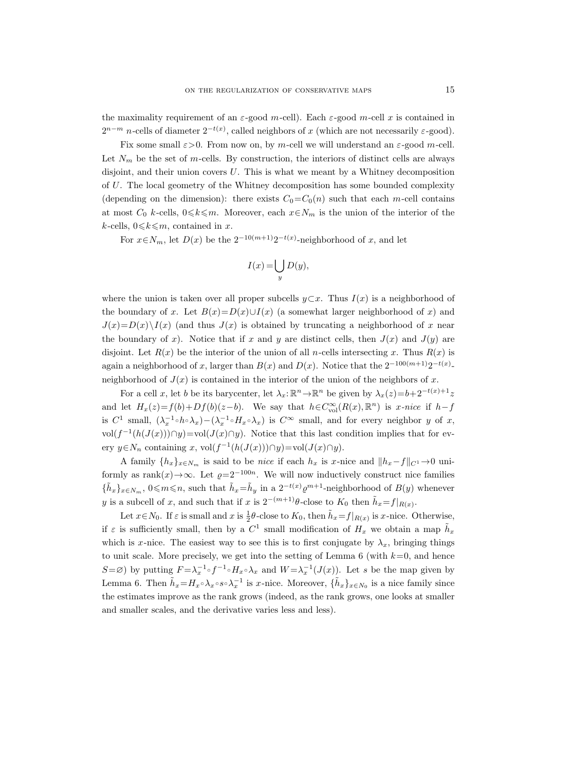the maximality requirement of an $\varepsilon$-good $m$-cell). Each $\varepsilon$-good $m$-cell $x$ is contained in $2^{n-m}$ $n$-cells of diameter $2^{-t(x)}$, called neighbors of $x$ (which are not necessarily $\varepsilon$-good).

Fix some small $\varepsilon>0$. From now on, by $m$-cell we will understand an $\varepsilon$-good $m$-cell. Let $N_m$ be the set of $m$-cells. By construction, the interiors of distinct cells are always disjoint, and their union covers $U$. This is what we meant by a Whitney decomposition of $U$. The local geometry of the Whitney decomposition has some bounded complexity (depending on the dimension): there exists $C_0=C_0(n)$ such that each $m$-cell contains at most $C_0$ $k$-cells, $0\leqslant k\leqslant m$. Moreover, each $x\in N_m$ is the union of the interior of the $k$-cells, $0\leqslant k\leqslant m$, contained in $x$.

For $x\in N_m$, let $D(x)$ be the $2^{-10(m+1)}2^{-t(x)}$-neighborhood of $x$, and let

$$I(x)=\bigcup_y D(y),$$

where the union is taken over all proper subcells $y\subset x$. Thus $I(x)$ is a neighborhood of the boundary of $x$. Let $B(x)=D(x)\cup I(x)$ (a somewhat larger neighborhood of $x$) and $J(x)=D(x)\setminus I(x)$ (and thus $J(x)$ is obtained by truncating a neighborhood of $x$ near the boundary of $x$). Notice that if $x$ and $y$ are distinct cells, then $J(x)$ and $J(y)$ are disjoint. Let $R(x)$ be the interior of the union of all $n$-cells intersecting $x$. Thus $R(x)$ is again a neighborhood of $x$, larger than $B(x)$ and $D(x)$. Notice that the $2^{-100(m+1)}2^{-t(x)}$-neighborhood of $J(x)$ is contained in the interior of the union of the neighbors of $x$.

For a cell $x$, let $b$ be its barycenter, let $\lambda_x:\mathbb{R}^n\to\mathbb{R}^n$ be given by $\lambda_x(z)=b+2^{-t(x)+1}z$ and let $H_x(z)=f(b)+Df(b)(z-b)$. We say that $h\in C^\infty_{\mathrm{vol}}(R(x),\mathbb{R}^n)$ is *$x$-nice* if $h-f$ is $C^1$ small, $(\lambda_x^{-1}\circ h\circ\lambda_x)-(\lambda_x^{-1}\circ H_x\circ\lambda_x)$ is $C^\infty$ small, and for every neighbor $y$ of $x$, $\mathrm{vol}(f^{-1}(h(J(x)))\cap y)=\mathrm{vol}(J(x)\cap y)$. Notice that this last condition implies that for every $y\in N_n$ containing $x$, $\mathrm{vol}(f^{-1}(h(J(x)))\cap y)=\mathrm{vol}(J(x)\cap y)$.

A family $\{h_x\}_{x\in N_m}$ is said to be *nice* if each $h_x$ is $x$-nice and $\|h_x-f\|_{C^1}\to 0$ uniformly as $\mathrm{rank}(x)\to\infty$. Let $\varrho=2^{-100n}$. We will now inductively construct nice families $\{\tilde h_x\}_{x\in N_m}$, $0\leqslant m\leqslant n$, such that $\tilde h_x=\tilde h_y$ in a $2^{-t(x)}\varrho^{m+1}$-neighborhood of $B(y)$ whenever $y$ is a subcell of $x$, and such that if $x$ is $2^{-(m+1)}\theta$-close to $K_0$ then $\tilde h_x=f|_{R(x)}$.

Let $x\in N_0$. If $\varepsilon$ is small and $x$ is $\frac{1}{2}\theta$-close to $K_0$, then $\tilde h_x=f|_{R(x)}$ is $x$-nice. Otherwise, if $\varepsilon$ is sufficiently small, then by a $C^1$ small modification of $H_x$ we obtain a map $\tilde h_x$ which is $x$-nice. The easiest way to see this is to first conjugate by $\lambda_x$, bringing things to unit scale. More precisely, we get into the setting of Lemma 6 (with $k=0$, and hence $S=\varnothing$) by putting $F=\lambda_x^{-1}\circ f^{-1}\circ H_x\circ\lambda_x$ and $W=\lambda_x^{-1}(J(x))$. Let $s$ be the map given by Lemma 6. Then $\tilde h_x=H_x\circ\lambda_x\circ s\circ\lambda_x^{-1}$ is $x$-nice. Moreover, $\{\tilde h_x\}_{x\in N_0}$ is a nice family since the estimates improve as the rank grows (indeed, as the rank grows, one looks at smaller and smaller scales, and the derivative varies less and less).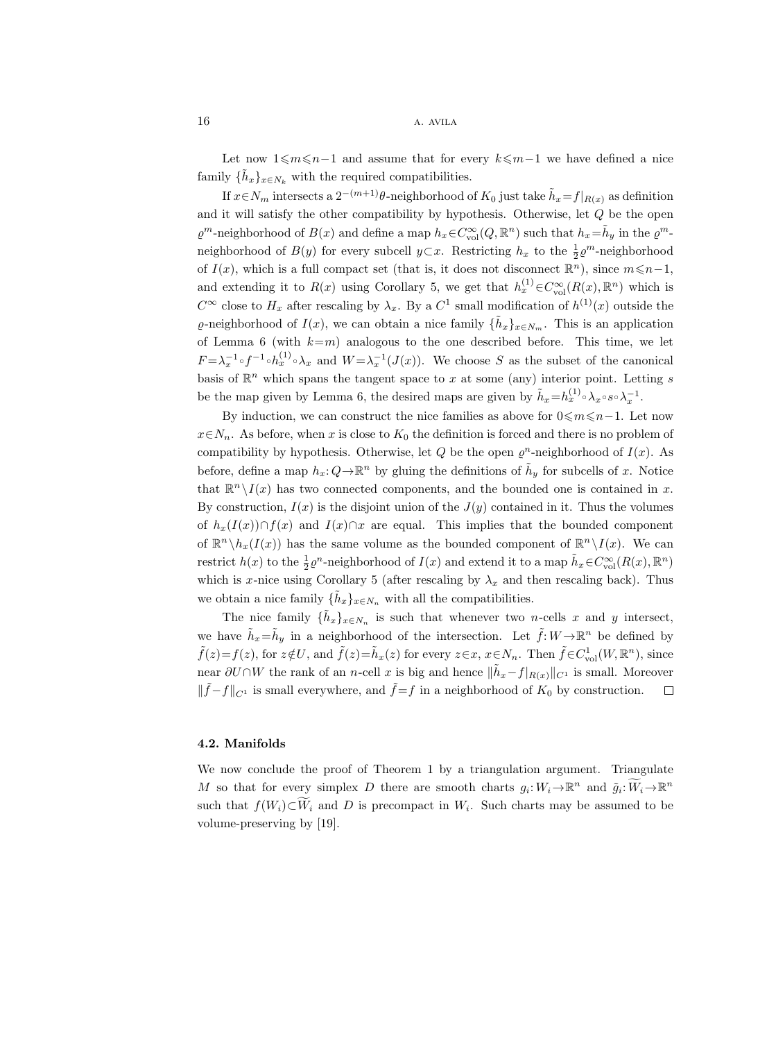Let now $1 \leqslant m \leqslant n-1$ and assume that for every $k \leqslant m-1$ we have defined a nice family $\{\tilde{h}_x\}_{x \in N_k}$ with the required compatibilities.

If $x \in N_m$ intersects a $2^{-(m+1)}\theta$-neighborhood of $K_0$ just take $\tilde{h}_x = f|_{R(x)}$ as definition and it will satisfy the other compatibility by hypothesis. Otherwise, let $Q$ be the open $\varrho^m$-neighborhood of $B(x)$ and define a map $h_x \in C^\infty_{\text{vol}}(Q, \mathbb{R}^n)$ such that $h_x = \tilde{h}_y$ in the $\varrho^m$-neighborhood of $B(y)$ for every subcell $y \subset x$. Restricting $h_x$ to the $\frac{1}{2}\varrho^m$-neighborhood of $I(x)$, which is a full compact set (that is, it does not disconnect $\mathbb{R}^n$), since $m \leqslant n-1$, and extending it to $R(x)$ using Corollary 5, we get that $h_x^{(1)} \in C^\infty_{\text{vol}}(R(x), \mathbb{R}^n)$ which is $C^\infty$ close to $H_x$ after rescaling by $\lambda_x$. By a $C^1$ small modification of $h^{(1)}(x)$ outside the $\varrho$-neighborhood of $I(x)$, we can obtain a nice family $\{\tilde{h}_x\}_{x \in N_m}$. This is an application of Lemma 6 (with $k=m$) analogous to the one described before. This time, we let $F = \lambda_x^{-1} \circ f^{-1} \circ h_x^{(1)} \circ \lambda_x$ and $W = \lambda_x^{-1}(J(x))$. We choose $S$ as the subset of the canonical basis of $\mathbb{R}^n$ which spans the tangent space to $x$ at some (any) interior point. Letting $s$ be the map given by Lemma 6, the desired maps are given by $\tilde{h}_x = h_x^{(1)} \circ \lambda_x \circ s \circ \lambda_x^{-1}$.

By induction, we can construct the nice families as above for $0 \leqslant m \leqslant n-1$. Let now $x \in N_n$. As before, when $x$ is close to $K_0$ the definition is forced and there is no problem of compatibility by hypothesis. Otherwise, let $Q$ be the open $\varrho^n$-neighborhood of $I(x)$. As before, define a map $h_x: Q \to \mathbb{R}^n$ by gluing the definitions of $\tilde{h}_y$ for subcells of $x$. Notice that $\mathbb{R}^n \setminus I(x)$ has two connected components, and the bounded one is contained in $x$. By construction, $I(x)$ is the disjoint union of the $J(y)$ contained in it. Thus the volumes of $h_x(I(x)) \cap f(x)$ and $I(x) \cap x$ are equal. This implies that the bounded component of $\mathbb{R}^n \setminus h_x(I(x))$ has the same volume as the bounded component of $\mathbb{R}^n \setminus I(x)$. We can restrict $h(x)$ to the $\frac{1}{2}\varrho^n$-neighborhood of $I(x)$ and extend it to a map $\tilde{h}_x \in C^\infty_{\text{vol}}(R(x), \mathbb{R}^n)$ which is $x$-nice using Corollary 5 (after rescaling by $\lambda_x$ and then rescaling back). Thus we obtain a nice family $\{\tilde{h}_x\}_{x \in N_n}$ with all the compatibilities.

The nice family $\{\tilde{h}_x\}_{x \in N_n}$ is such that whenever two $n$-cells $x$ and $y$ intersect, we have $\tilde{h}_x = \tilde{h}_y$ in a neighborhood of the intersection. Let $\tilde{f}: W \to \mathbb{R}^n$ be defined by $\tilde{f}(z) = f(z)$, for $z \notin U$, and $\tilde{f}(z) = \tilde{h}_x(z)$ for every $z \in x$, $x \in N_n$. Then $\tilde{f} \in C^1_{\text{vol}}(W, \mathbb{R}^n)$, since near $\partial U \cap W$ the rank of an $n$-cell $x$ is big and hence $\|\tilde{h}_x - f|_{R(x)}\|_{C^1}$ is small. Moreover $\|\tilde{f} - f\|_{C^1}$ is small everywhere, and $\tilde{f} = f$ in a neighborhood of $K_0$ by construction. $\square$

### 4.2. Manifolds

We now conclude the proof of Theorem 1 by a triangulation argument. Triangulate $M$ so that for every simplex $D$ there are smooth charts $g_i: W_i \to \mathbb{R}^n$ and $\tilde{g}_i: \widetilde{W}_i \to \mathbb{R}^n$ such that $f(W_i) \subset \widetilde{W}_i$ and $D$ is precompact in $W_i$. Such charts may be assumed to be volume-preserving by [19].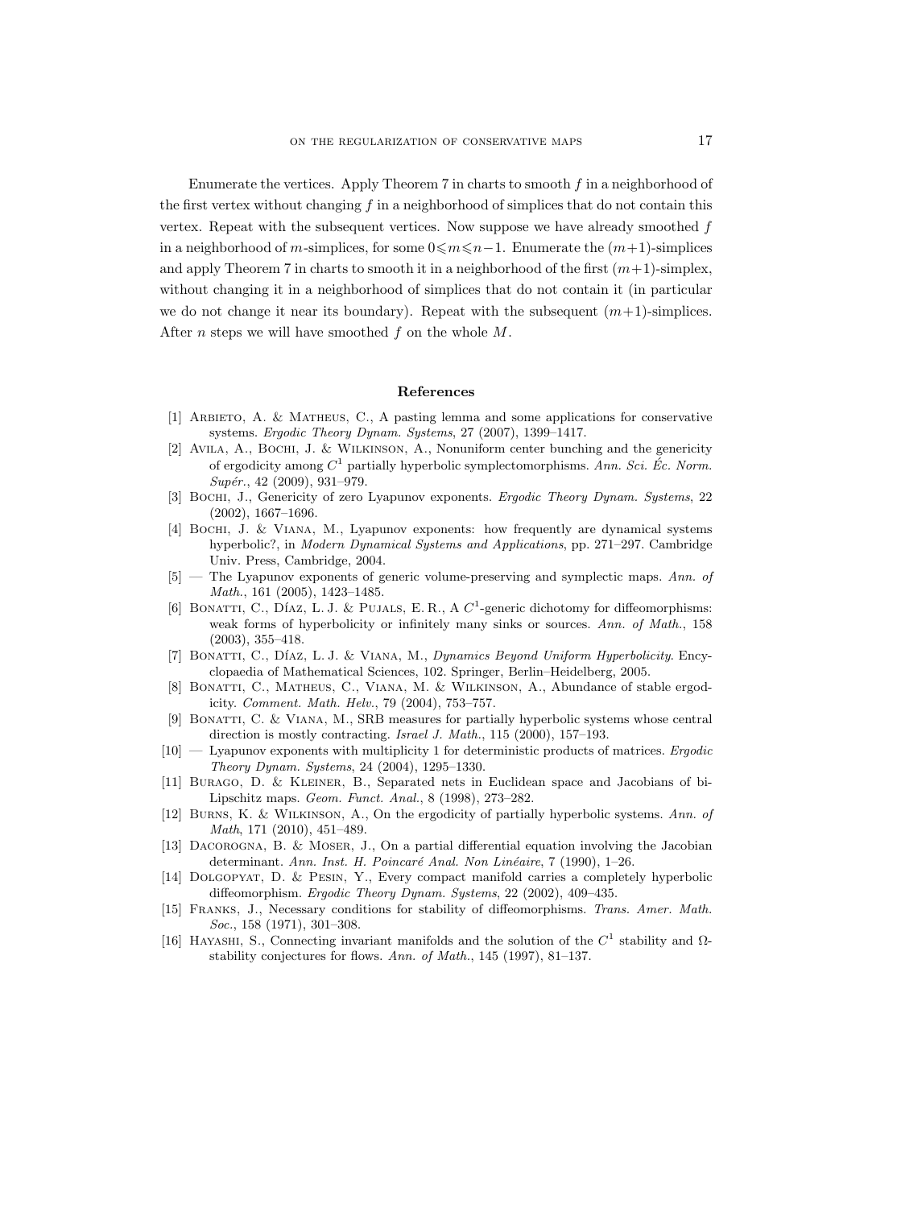Enumerate the vertices. Apply Theorem 7 in charts to smooth $f$ in a neighborhood of the first vertex without changing $f$ in a neighborhood of simplices that do not contain this vertex. Repeat with the subsequent vertices. Now suppose we have already smoothed $f$ in a neighborhood of $m$-simplices, for some $0 \leqslant m \leqslant n-1$. Enumerate the $(m+1)$-simplices and apply Theorem 7 in charts to smooth it in a neighborhood of the first $(m+1)$-simplex, without changing it in a neighborhood of simplices that do not contain it (in particular we do not change it near its boundary). Repeat with the subsequent $(m+1)$-simplices. After $n$ steps we will have smoothed $f$ on the whole $M$.

## References

[1] Arbieto, A. & Matheus, C., A pasting lemma and some applications for conservative systems. *Ergodic Theory Dynam. Systems*, 27 (2007), 1399–1417.

[2] Avila, A., Bochi, J. & Wilkinson, A., Nonuniform center bunching and the genericity of ergodicity among $C^1$ partially hyperbolic symplectomorphisms. *Ann. Sci. Éc. Norm. Supér.*, 42 (2009), 931–979.

[3] Bochi, J., Genericity of zero Lyapunov exponents. *Ergodic Theory Dynam. Systems*, 22 (2002), 1667–1696.

[4] Bochi, J. & Viana, M., Lyapunov exponents: how frequently are dynamical systems hyperbolic?, in *Modern Dynamical Systems and Applications*, pp. 271–297. Cambridge Univ. Press, Cambridge, 2004.

[5] — The Lyapunov exponents of generic volume-preserving and symplectic maps. *Ann. of Math.*, 161 (2005), 1423–1485.

[6] Bonatti, C., Díaz, L. J. & Pujals, E. R., A $C^1$-generic dichotomy for diffeomorphisms: weak forms of hyperbolicity or infinitely many sinks or sources. *Ann. of Math.*, 158 (2003), 355–418.

[7] Bonatti, C., Díaz, L. J. & Viana, M., *Dynamics Beyond Uniform Hyperbolicity*. Encyclopaedia of Mathematical Sciences, 102. Springer, Berlin–Heidelberg, 2005.

[8] Bonatti, C., Matheus, C., Viana, M. & Wilkinson, A., Abundance of stable ergodicity. *Comment. Math. Helv.*, 79 (2004), 753–757.

[9] Bonatti, C. & Viana, M., SRB measures for partially hyperbolic systems whose central direction is mostly contracting. *Israel J. Math.*, 115 (2000), 157–193.

[10] — Lyapunov exponents with multiplicity 1 for deterministic products of matrices. *Ergodic Theory Dynam. Systems*, 24 (2004), 1295–1330.

[11] Burago, D. & Kleiner, B., Separated nets in Euclidean space and Jacobians of bi-Lipschitz maps. *Geom. Funct. Anal.*, 8 (1998), 273–282.

[12] Burns, K. & Wilkinson, A., On the ergodicity of partially hyperbolic systems. *Ann. of Math*, 171 (2010), 451–489.

[13] Dacorogna, B. & Moser, J., On a partial differential equation involving the Jacobian determinant. *Ann. Inst. H. Poincaré Anal. Non Linéaire*, 7 (1990), 1–26.

[14] Dolgopyat, D. & Pesin, Y., Every compact manifold carries a completely hyperbolic diffeomorphism. *Ergodic Theory Dynam. Systems*, 22 (2002), 409–435.

[15] Franks, J., Necessary conditions for stability of diffeomorphisms. *Trans. Amer. Math. Soc.*, 158 (1971), 301–308.

[16] Hayashi, S., Connecting invariant manifolds and the solution of the $C^1$ stability and $\Omega$-stability conjectures for flows. *Ann. of Math.*, 145 (1997), 81–137.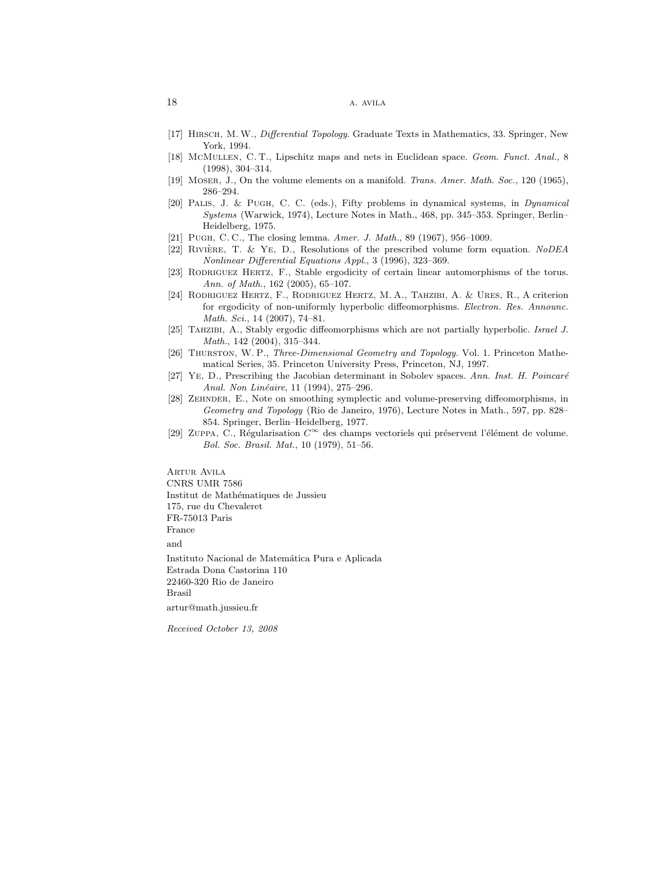[17] Hirsch, M. W., *Differential Topology*. Graduate Texts in Mathematics, 33. Springer, New York, 1994.

[18] McMullen, C. T., Lipschitz maps and nets in Euclidean space. *Geom. Funct. Anal.*, 8 (1998), 304–314.

[19] Moser, J., On the volume elements on a manifold. *Trans. Amer. Math. Soc.*, 120 (1965), 286–294.

[20] Palis, J. & Pugh, C. C. (eds.), Fifty problems in dynamical systems, in *Dynamical Systems* (Warwick, 1974), Lecture Notes in Math., 468, pp. 345–353. Springer, Berlin–Heidelberg, 1975.

[21] Pugh, C. C., The closing lemma. *Amer. J. Math.*, 89 (1967), 956–1009.

[22] Rivière, T. & Ye, D., Resolutions of the prescribed volume form equation. *NoDEA Nonlinear Differential Equations Appl.*, 3 (1996), 323–369.

[23] Rodriguez Hertz, F., Stable ergodicity of certain linear automorphisms of the torus. *Ann. of Math.*, 162 (2005), 65–107.

[24] Rodriguez Hertz, F., Rodriguez Hertz, M. A., Tahzibi, A. & Ures, R., A criterion for ergodicity of non-uniformly hyperbolic diffeomorphisms. *Electron. Res. Announc. Math. Sci.*, 14 (2007), 74–81.

[25] Tahzibi, A., Stably ergodic diffeomorphisms which are not partially hyperbolic. *Israel J. Math.*, 142 (2004), 315–344.

[26] Thurston, W. P., *Three-Dimensional Geometry and Topology*. Vol. 1. Princeton Mathematical Series, 35. Princeton University Press, Princeton, NJ, 1997.

[27] Ye, D., Prescribing the Jacobian determinant in Sobolev spaces. *Ann. Inst. H. Poincaré Anal. Non Linéaire*, 11 (1994), 275–296.

[28] Zehnder, E., Note on smoothing symplectic and volume-preserving diffeomorphisms, in *Geometry and Topology* (Rio de Janeiro, 1976), Lecture Notes in Math., 597, pp. 828–854. Springer, Berlin–Heidelberg, 1977.

[29] Zuppa, C., Régularisation $C^\infty$ des champs vectoriels qui préservent l'élément de volume. *Bol. Soc. Brasil. Mat.*, 10 (1979), 51–56.

Artur Avila
CNRS UMR 7586
Institut de Mathématiques de Jussieu
175, rue du Chevaleret
FR-75013 Paris
France

and

Instituto Nacional de Matemática Pura e Aplicada
Estrada Dona Castorina 110
22460-320 Rio de Janeiro
Brasil

artur@math.jussieu.fr

*Received October 13, 2008*